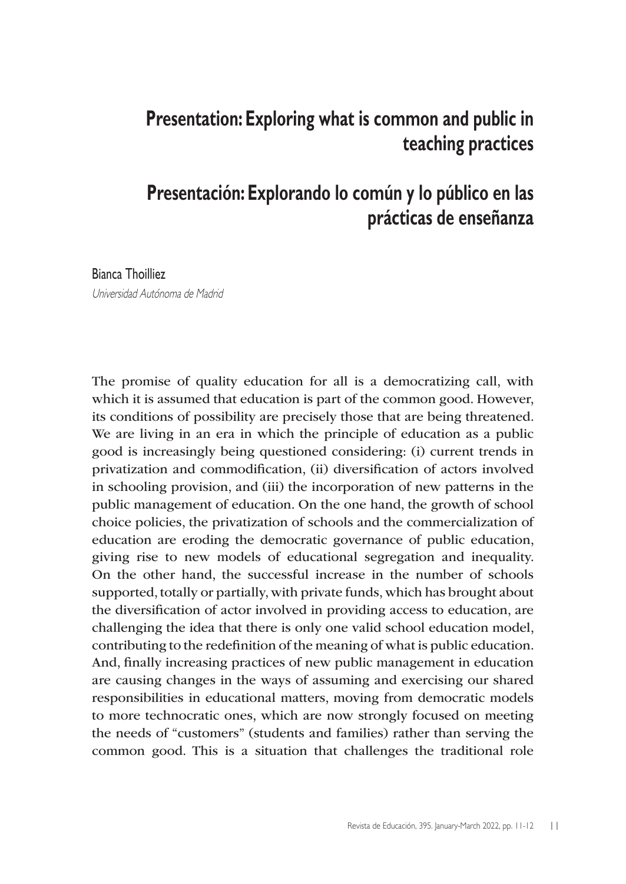# Presentation: Exploring what is common and public in teaching practices

# Presentación: Explorando lo común y lo público en las prácticas de enseñanza

Bianca Thoilliez

*Universidad Autónoma de Madrid*

The promise of quality education for all is a democratizing call, with which it is assumed that education is part of the common good. However, its conditions of possibility are precisely those that are being threatened. We are living in an era in which the principle of education as a public good is increasingly being questioned considering: (i) current trends in privatization and commodification, (ii) diversification of actors involved in schooling provision, and (iii) the incorporation of new patterns in the public management of education. On the one hand, the growth of school choice policies, the privatization of schools and the commercialization of education are eroding the democratic governance of public education, giving rise to new models of educational segregation and inequality. On the other hand, the successful increase in the number of schools supported, totally or partially, with private funds, which has brought about the diversification of actor involved in providing access to education, are challenging the idea that there is only one valid school education model, contributing to the redefinition of the meaning of what is public education. And, finally increasing practices of new public management in education are causing changes in the ways of assuming and exercising our shared responsibilities in educational matters, moving from democratic models to more technocratic ones, which are now strongly focused on meeting the needs of "customers" (students and families) rather than serving the common good. This is a situation that challenges the traditional role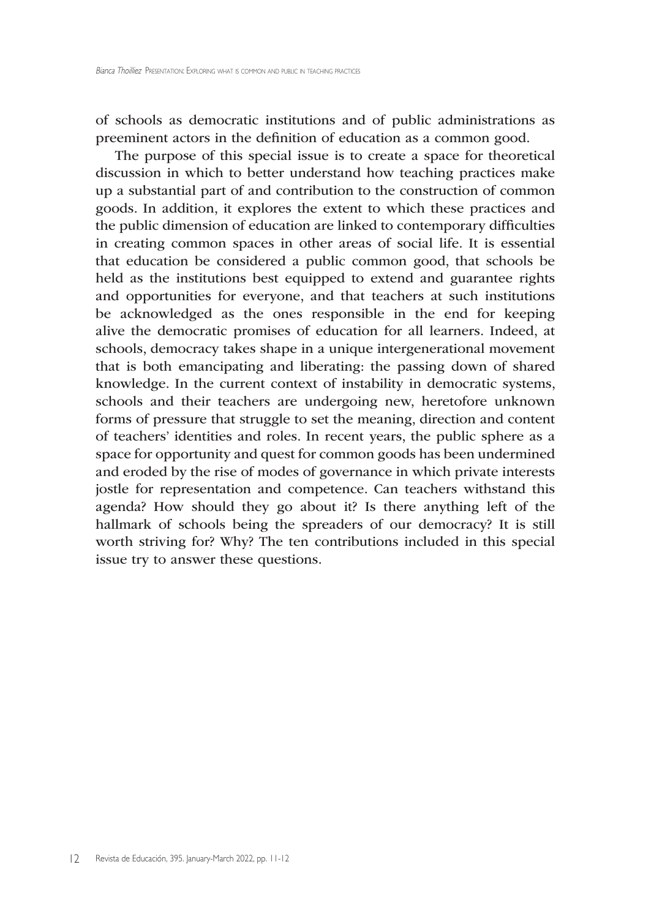of schools as democratic institutions and of public administrations as preeminent actors in the definition of education as a common good.

The purpose of this special issue is to create a space for theoretical discussion in which to better understand how teaching practices make up a substantial part of and contribution to the construction of common goods. In addition, it explores the extent to which these practices and the public dimension of education are linked to contemporary difficulties in creating common spaces in other areas of social life. It is essential that education be considered a public common good, that schools be held as the institutions best equipped to extend and guarantee rights and opportunities for everyone, and that teachers at such institutions be acknowledged as the ones responsible in the end for keeping alive the democratic promises of education for all learners. Indeed, at schools, democracy takes shape in a unique intergenerational movement that is both emancipating and liberating: the passing down of shared knowledge. In the current context of instability in democratic systems, schools and their teachers are undergoing new, heretofore unknown forms of pressure that struggle to set the meaning, direction and content of teachers' identities and roles. In recent years, the public sphere as a space for opportunity and quest for common goods has been undermined and eroded by the rise of modes of governance in which private interests jostle for representation and competence. Can teachers withstand this agenda? How should they go about it? Is there anything left of the hallmark of schools being the spreaders of our democracy? It is still worth striving for? Why? The ten contributions included in this special issue try to answer these questions.